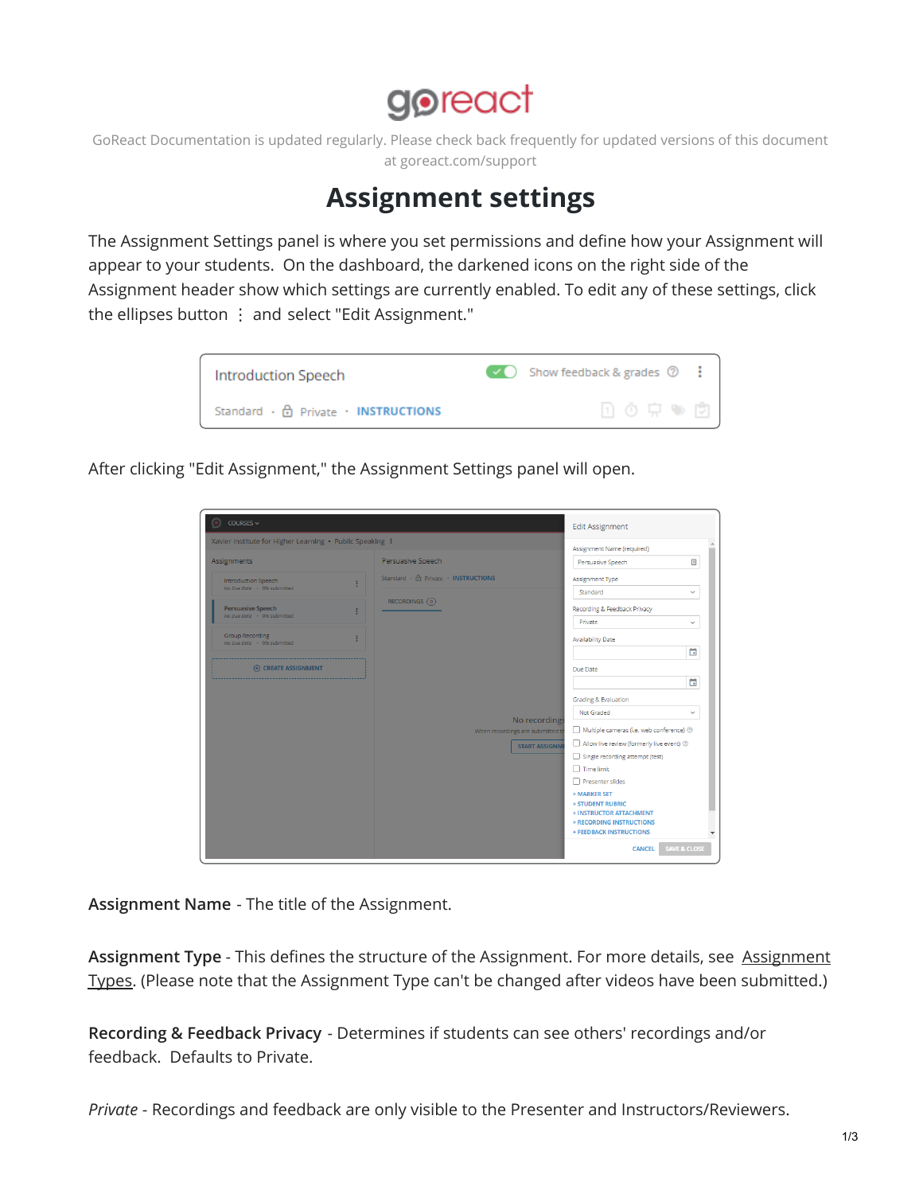GoReact Documentation is updated regularly. Please check back frequently for updated versions of this document at goreact.com/support

# Assignment settings

The Assignment Settings panel is where you set permissions and define how your Assignment will appear to your students. On the dashboard, the darkened icons on the right side of the Assignment header show which settings are currently enabled. To edit any of these settings, click the ellipses button ⋮ and select "Edit Assignment."

After clicking "Edit Assignment," the Assignment Settings panel will open.

**Assignment Name** - The title of the Assignment.

**Assignment Type** - This defines the structure of the Assignment. For more details, see Assignment Types. (Please note that the Assignment Type can't be changed after videos have been submitted.)

**Recording & Feedback Privacy** - Determines if students can see others' recordings and/or feedback. Defaults to Private.

*Private* - Recordings and feedback are only visible to the Presenter and Instructors/Reviewers.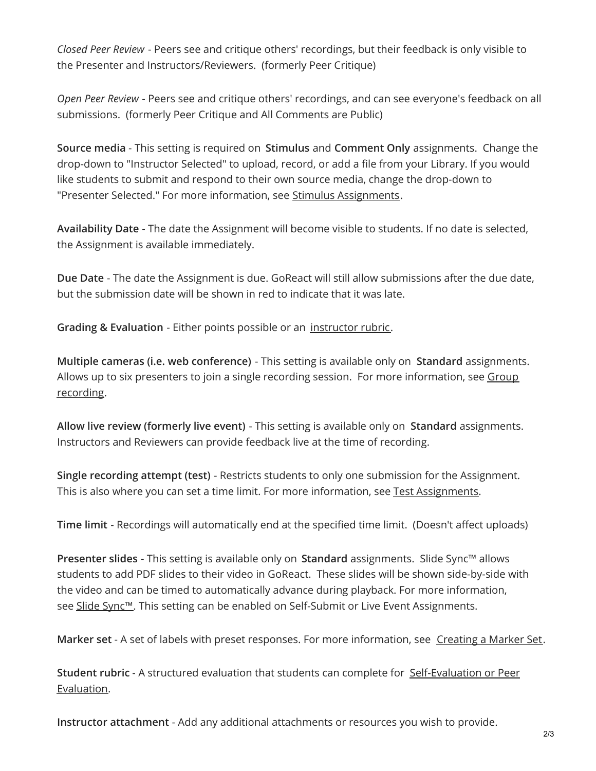*Closed Peer Review* - Peers see and critique others' recordings, but their feedback is only visible to the Presenter and Instructors/Reviewers. (formerly Peer Critique)

*Open Peer Review* - Peers see and critique others' recordings, and can see everyone's feedback on all submissions. (formerly Peer Critique and All Comments are Public)

**Source media** - This setting is required on **Stimulus** and **Comment Only** assignments. Change the drop-down to "Instructor Selected" to upload, record, or add a file from your Library. If you would like students to submit and respond to their own source media, change the drop-down to "Presenter Selected." For more information, see Stimulus Assignments.

**Availability Date** - The date the Assignment will become visible to students. If no date is selected, the Assignment is available immediately.

**Due Date** - The date the Assignment is due. GoReact will still allow submissions after the due date, but the submission date will be shown in red to indicate that it was late.

**Grading & Evaluation** - Either points possible or an instructor rubric.

**Multiple cameras (i.e. web conference)** - This setting is available only on **Standard** assignments. Allows up to six presenters to join a single recording session. For more information, see Group recording.

**Allow live review (formerly live event)** - This setting is available only on **Standard** assignments. Instructors and Reviewers can provide feedback live at the time of recording.

**Single recording attempt (test)** - Restricts students to only one submission for the Assignment. This is also where you can set a time limit. For more information, see Test Assignments.

**Time limit** - Recordings will automatically end at the specified time limit. (Doesn't affect uploads)

**Presenter slides** - This setting is available only on **Standard** assignments. Slide Sync™ allows students to add PDF slides to their video in GoReact. These slides will be shown side-by-side with the video and can be timed to automatically advance during playback. For more information, see Slide Sync™. This setting can be enabled on Self-Submit or Live Event Assignments.

**Marker set** - A set of labels with preset responses. For more information, see Creating a Marker Set.

**Student rubric** - A structured evaluation that students can complete for Self-Evaluation or Peer Evaluation.

**Instructor attachment** - Add any additional attachments or resources you wish to provide.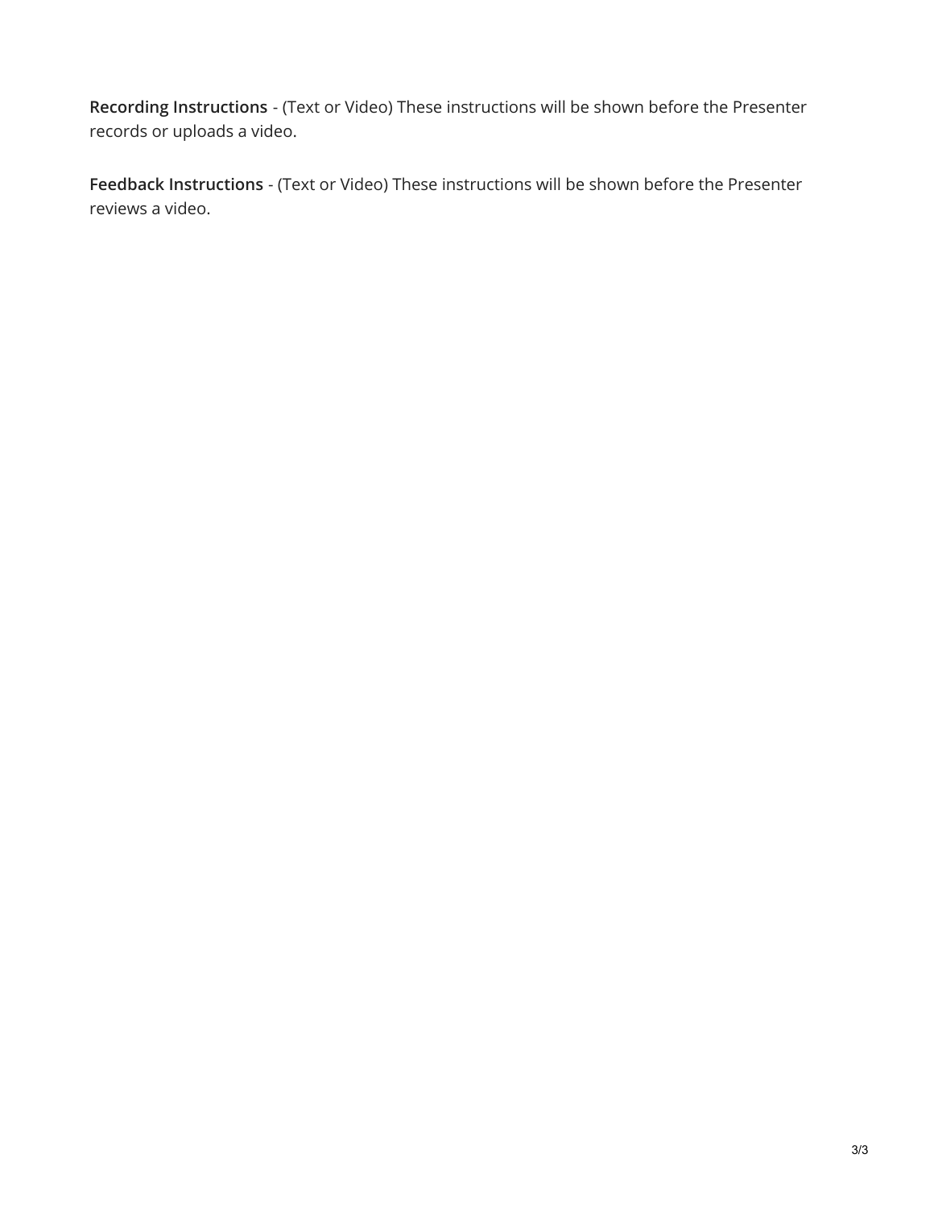**Recording Instructions** - (Text or Video) These instructions will be shown before the Presenter records or uploads a video.

**Feedback Instructions** - (Text or Video) These instructions will be shown before the Presenter reviews a video.